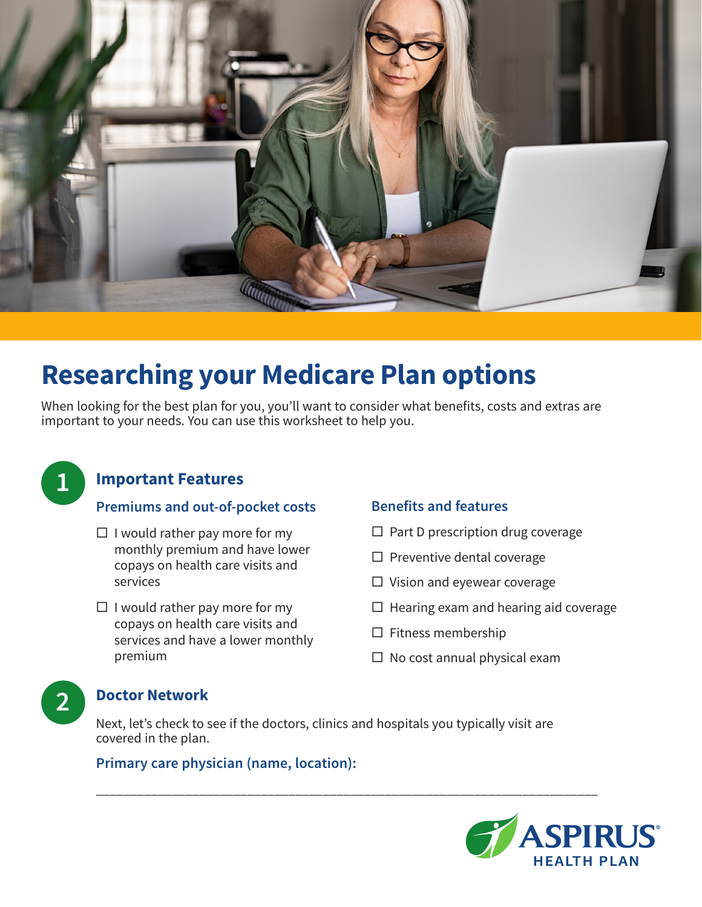# Researching your Medicare Plan options

When looking for the best plan for you, you'll want to consider what benefits, costs and extras are important to your needs. You can use this worksheet to help you.

## 1 Important Features

### Premiums and out-of-pocket costs

- ☐ I would rather pay more for my monthly premium and have lower copays on health care visits and services
- ☐ I would rather pay more for my copays on health care visits and services and have a lower monthly premium

### Benefits and features

- ☐ Part D prescription drug coverage
- ☐ Preventive dental coverage
- ☐ Vision and eyewear coverage
- ☐ Hearing exam and hearing aid coverage
- ☐ Fitness membership
- ☐ No cost annual physical exam

## 2 Doctor Network

Next, let's check to see if the doctors, clinics and hospitals you typically visit are covered in the plan.

### Primary care physician (name, location):

______________________________________________________________________

ASPIRUS® HEALTH PLAN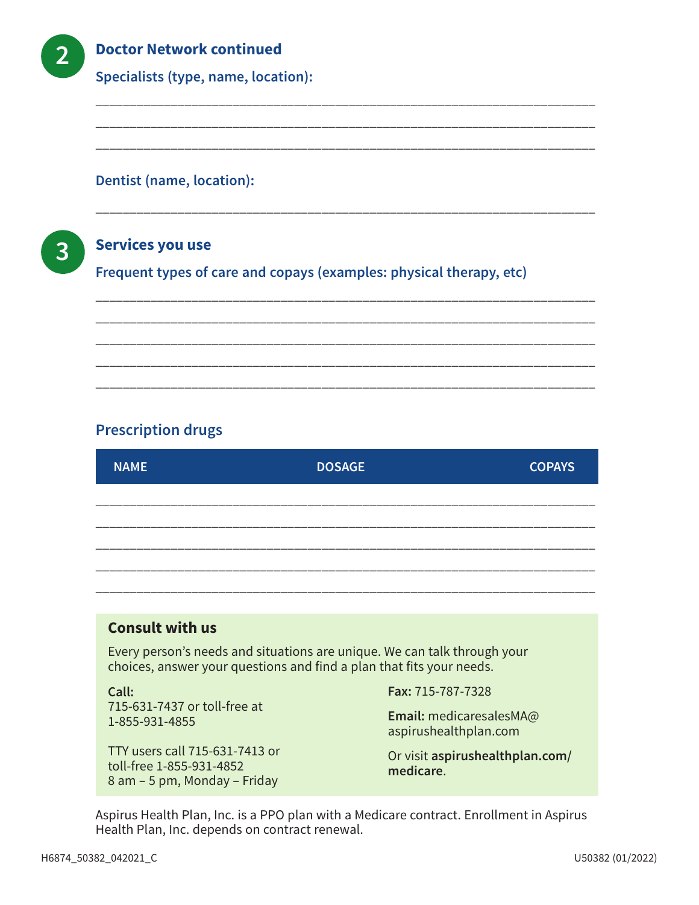## 2 Doctor Network continued

**Specialists (type, name, location):**

\_\_\_\_\_\_\_\_\_\_\_\_\_\_\_\_\_\_\_\_\_\_\_\_\_\_\_\_\_\_\_\_\_\_\_\_\_\_\_\_\_\_\_\_\_\_\_\_\_\_\_\_\_\_\_\_\_\_\_\_\_\_\_\_\_\_\_\_\_\_

\_\_\_\_\_\_\_\_\_\_\_\_\_\_\_\_\_\_\_\_\_\_\_\_\_\_\_\_\_\_\_\_\_\_\_\_\_\_\_\_\_\_\_\_\_\_\_\_\_\_\_\_\_\_\_\_\_\_\_\_\_\_\_\_\_\_\_\_\_\_

\_\_\_\_\_\_\_\_\_\_\_\_\_\_\_\_\_\_\_\_\_\_\_\_\_\_\_\_\_\_\_\_\_\_\_\_\_\_\_\_\_\_\_\_\_\_\_\_\_\_\_\_\_\_\_\_\_\_\_\_\_\_\_\_\_\_\_\_\_\_

**Dentist (name, location):**

\_\_\_\_\_\_\_\_\_\_\_\_\_\_\_\_\_\_\_\_\_\_\_\_\_\_\_\_\_\_\_\_\_\_\_\_\_\_\_\_\_\_\_\_\_\_\_\_\_\_\_\_\_\_\_\_\_\_\_\_\_\_\_\_\_\_\_\_\_\_

## 3 Services you use

**Frequent types of care and copays (examples: physical therapy, etc)**

\_\_\_\_\_\_\_\_\_\_\_\_\_\_\_\_\_\_\_\_\_\_\_\_\_\_\_\_\_\_\_\_\_\_\_\_\_\_\_\_\_\_\_\_\_\_\_\_\_\_\_\_\_\_\_\_\_\_\_\_\_\_\_\_\_\_\_\_\_\_

\_\_\_\_\_\_\_\_\_\_\_\_\_\_\_\_\_\_\_\_\_\_\_\_\_\_\_\_\_\_\_\_\_\_\_\_\_\_\_\_\_\_\_\_\_\_\_\_\_\_\_\_\_\_\_\_\_\_\_\_\_\_\_\_\_\_\_\_\_\_

\_\_\_\_\_\_\_\_\_\_\_\_\_\_\_\_\_\_\_\_\_\_\_\_\_\_\_\_\_\_\_\_\_\_\_\_\_\_\_\_\_\_\_\_\_\_\_\_\_\_\_\_\_\_\_\_\_\_\_\_\_\_\_\_\_\_\_\_\_\_

\_\_\_\_\_\_\_\_\_\_\_\_\_\_\_\_\_\_\_\_\_\_\_\_\_\_\_\_\_\_\_\_\_\_\_\_\_\_\_\_\_\_\_\_\_\_\_\_\_\_\_\_\_\_\_\_\_\_\_\_\_\_\_\_\_\_\_\_\_\_

\_\_\_\_\_\_\_\_\_\_\_\_\_\_\_\_\_\_\_\_\_\_\_\_\_\_\_\_\_\_\_\_\_\_\_\_\_\_\_\_\_\_\_\_\_\_\_\_\_\_\_\_\_\_\_\_\_\_\_\_\_\_\_\_\_\_\_\_\_\_

### Prescription drugs

| NAME | DOSAGE | COPAYS |
|---|---|---|
| | | |
| | | |
| | | |
| | | |
| | | |

### Consult with us

Every person's needs and situations are unique. We can talk through your choices, answer your questions and find a plan that fits your needs.

**Call:**
715-631-7437 or toll-free at 1-855-931-4855

TTY users call 715-631-7413 or toll-free 1-855-931-4852
8 am – 5 pm, Monday – Friday

**Fax:** 715-787-7328

**Email:** medicaresalesMA@aspirushealthplan.com

Or visit **aspirushealthplan.com/medicare**.

Aspirus Health Plan, Inc. is a PPO plan with a Medicare contract. Enrollment in Aspirus Health Plan, Inc. depends on contract renewal.

H6874_50382_042021_C

U50382 (01/2022)